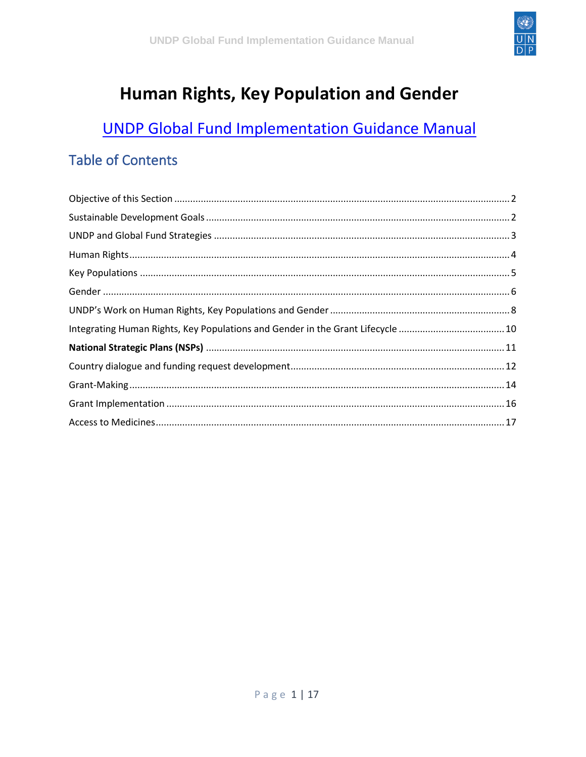# Human Rights, Key Population and Gender

## UNDP Global Fund Implementation Guidance Manual

## Table of Contents

Objective of this Section ..... 2

Sustainable Development Goals ..... 2

UNDP and Global Fund Strategies ..... 3

Human Rights ..... 4

Key Populations ..... 5

Gender ..... 6

UNDP's Work on Human Rights, Key Populations and Gender ..... 8

Integrating Human Rights, Key Populations and Gender in the Grant Lifecycle ..... 10

**National Strategic Plans (NSPs)** ..... 11

Country dialogue and funding request development ..... 12

Grant-Making ..... 14

Grant Implementation ..... 16

Access to Medicines ..... 17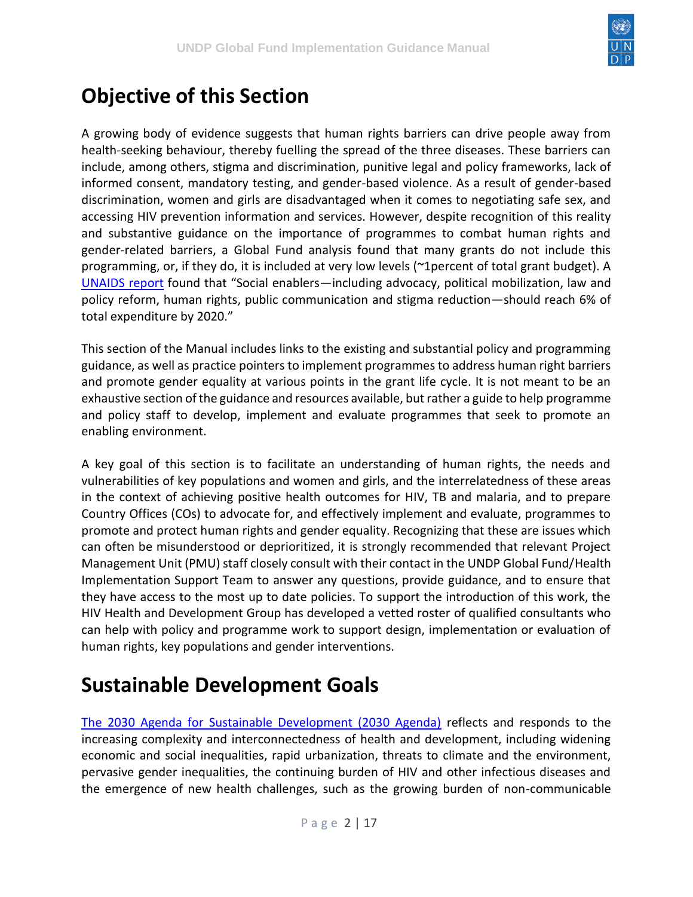# Objective of this Section

A growing body of evidence suggests that human rights barriers can drive people away from health-seeking behaviour, thereby fuelling the spread of the three diseases. These barriers can include, among others, stigma and discrimination, punitive legal and policy frameworks, lack of informed consent, mandatory testing, and gender-based violence. As a result of gender-based discrimination, women and girls are disadvantaged when it comes to negotiating safe sex, and accessing HIV prevention information and services. However, despite recognition of this reality and substantive guidance on the importance of programmes to combat human rights and gender-related barriers, a Global Fund analysis found that many grants do not include this programming, or, if they do, it is included at very low levels (~1percent of total grant budget). A UNAIDS report found that "Social enablers—including advocacy, political mobilization, law and policy reform, human rights, public communication and stigma reduction—should reach 6% of total expenditure by 2020."

This section of the Manual includes links to the existing and substantial policy and programming guidance, as well as practice pointers to implement programmes to address human right barriers and promote gender equality at various points in the grant life cycle. It is not meant to be an exhaustive section of the guidance and resources available, but rather a guide to help programme and policy staff to develop, implement and evaluate programmes that seek to promote an enabling environment.

A key goal of this section is to facilitate an understanding of human rights, the needs and vulnerabilities of key populations and women and girls, and the interrelatedness of these areas in the context of achieving positive health outcomes for HIV, TB and malaria, and to prepare Country Offices (COs) to advocate for, and effectively implement and evaluate, programmes to promote and protect human rights and gender equality. Recognizing that these are issues which can often be misunderstood or deprioritized, it is strongly recommended that relevant Project Management Unit (PMU) staff closely consult with their contact in the UNDP Global Fund/Health Implementation Support Team to answer any questions, provide guidance, and to ensure that they have access to the most up to date policies. To support the introduction of this work, the HIV Health and Development Group has developed a vetted roster of qualified consultants who can help with policy and programme work to support design, implementation or evaluation of human rights, key populations and gender interventions.

# Sustainable Development Goals

The 2030 Agenda for Sustainable Development (2030 Agenda) reflects and responds to the increasing complexity and interconnectedness of health and development, including widening economic and social inequalities, rapid urbanization, threats to climate and the environment, pervasive gender inequalities, the continuing burden of HIV and other infectious diseases and the emergence of new health challenges, such as the growing burden of non-communicable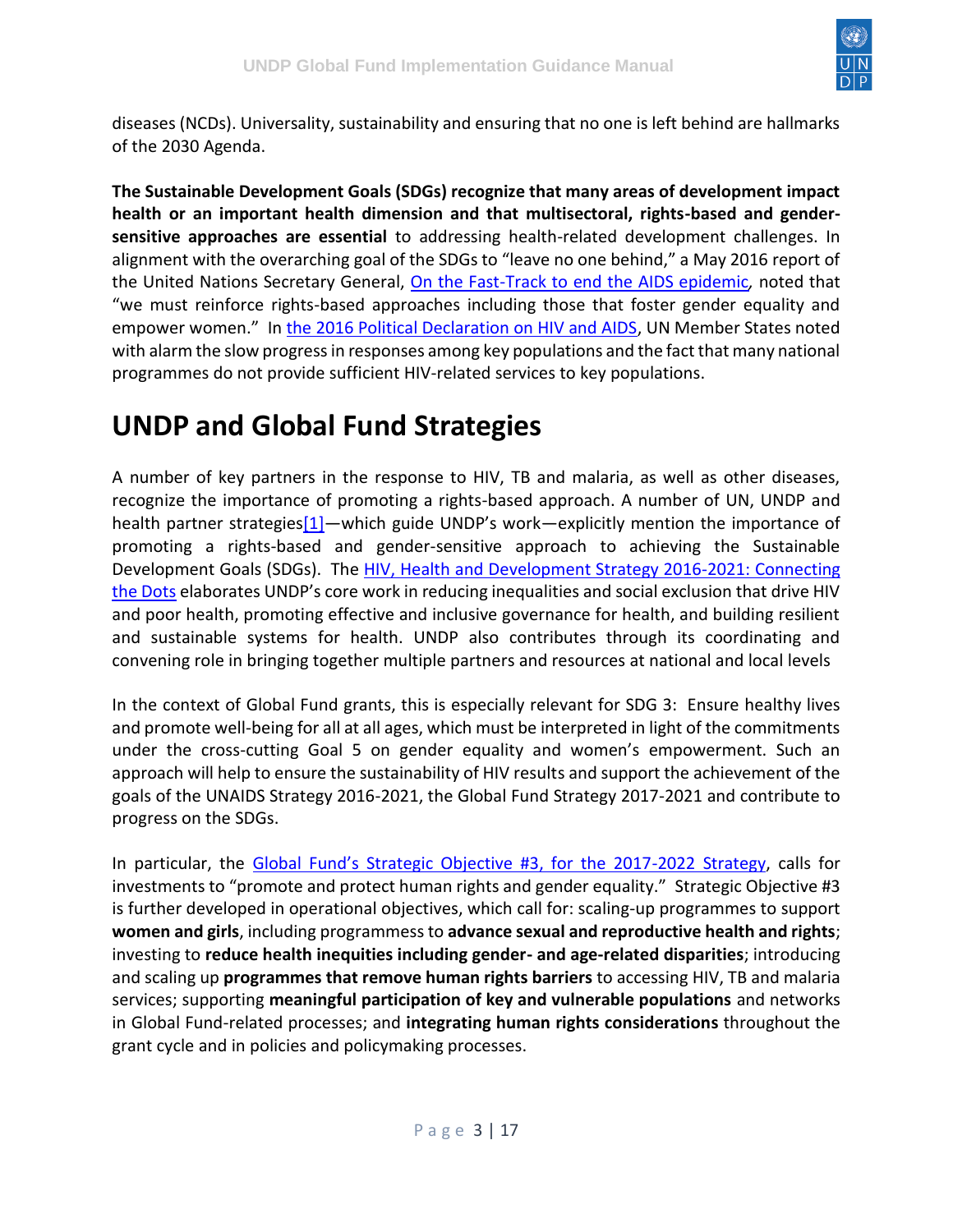diseases (NCDs). Universality, sustainability and ensuring that no one is left behind are hallmarks of the 2030 Agenda.

**The Sustainable Development Goals (SDGs) recognize that many areas of development impact health or an important health dimension and that multisectoral, rights-based and gender-sensitive approaches are essential** to addressing health-related development challenges. In alignment with the overarching goal of the SDGs to "leave no one behind," a May 2016 report of the United Nations Secretary General, *On the Fast-Track to end the AIDS epidemic*, noted that "we must reinforce rights-based approaches including those that foster gender equality and empower women." In the 2016 Political Declaration on HIV and AIDS, UN Member States noted with alarm the slow progress in responses among key populations and the fact that many national programmes do not provide sufficient HIV-related services to key populations.

# UNDP and Global Fund Strategies

A number of key partners in the response to HIV, TB and malaria, as well as other diseases, recognize the importance of promoting a rights-based approach. A number of UN, UNDP and health partner strategies[1]—which guide UNDP's work—explicitly mention the importance of promoting a rights-based and gender-sensitive approach to achieving the Sustainable Development Goals (SDGs). The HIV, Health and Development Strategy 2016-2021: Connecting the Dots elaborates UNDP's core work in reducing inequalities and social exclusion that drive HIV and poor health, promoting effective and inclusive governance for health, and building resilient and sustainable systems for health. UNDP also contributes through its coordinating and convening role in bringing together multiple partners and resources at national and local levels

In the context of Global Fund grants, this is especially relevant for SDG 3: Ensure healthy lives and promote well-being for all at all ages, which must be interpreted in light of the commitments under the cross-cutting Goal 5 on gender equality and women's empowerment. Such an approach will help to ensure the sustainability of HIV results and support the achievement of the goals of the UNAIDS Strategy 2016-2021, the Global Fund Strategy 2017-2021 and contribute to progress on the SDGs.

In particular, the Global Fund's Strategic Objective #3, for the 2017-2022 Strategy, calls for investments to "promote and protect human rights and gender equality." Strategic Objective #3 is further developed in operational objectives, which call for: scaling-up programmes to support **women and girls**, including programmess to **advance sexual and reproductive health and rights**; investing to **reduce health inequities including gender- and age-related disparities**; introducing and scaling up **programmes that remove human rights barriers** to accessing HIV, TB and malaria services; supporting **meaningful participation of key and vulnerable populations** and networks in Global Fund-related processes; and **integrating human rights considerations** throughout the grant cycle and in policies and policymaking processes.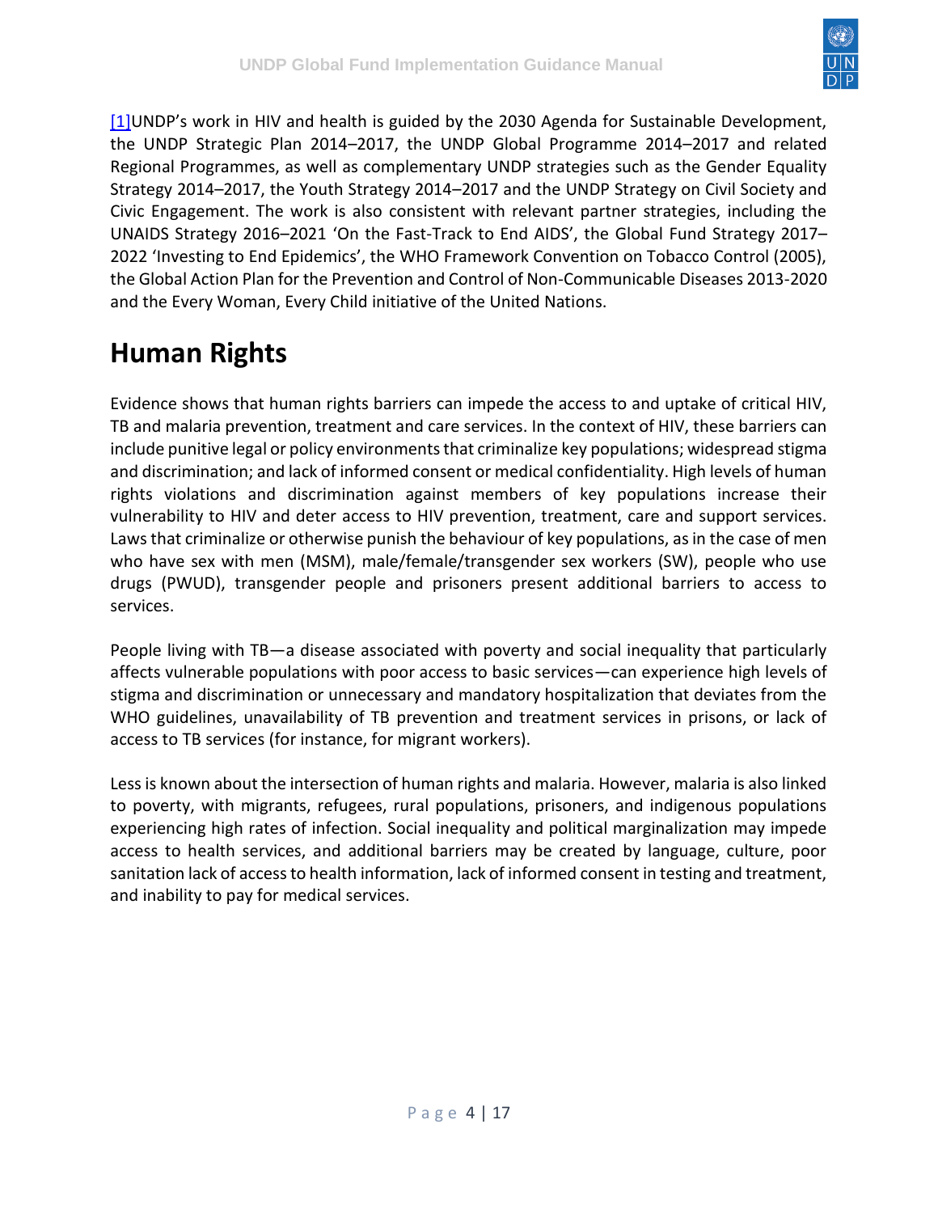[1]UNDP's work in HIV and health is guided by the 2030 Agenda for Sustainable Development, the UNDP Strategic Plan 2014–2017, the UNDP Global Programme 2014–2017 and related Regional Programmes, as well as complementary UNDP strategies such as the Gender Equality Strategy 2014–2017, the Youth Strategy 2014–2017 and the UNDP Strategy on Civil Society and Civic Engagement. The work is also consistent with relevant partner strategies, including the UNAIDS Strategy 2016–2021 'On the Fast-Track to End AIDS', the Global Fund Strategy 2017–2022 'Investing to End Epidemics', the WHO Framework Convention on Tobacco Control (2005), the Global Action Plan for the Prevention and Control of Non-Communicable Diseases 2013-2020 and the Every Woman, Every Child initiative of the United Nations.

# Human Rights

Evidence shows that human rights barriers can impede the access to and uptake of critical HIV, TB and malaria prevention, treatment and care services. In the context of HIV, these barriers can include punitive legal or policy environments that criminalize key populations; widespread stigma and discrimination; and lack of informed consent or medical confidentiality. High levels of human rights violations and discrimination against members of key populations increase their vulnerability to HIV and deter access to HIV prevention, treatment, care and support services. Laws that criminalize or otherwise punish the behaviour of key populations, as in the case of men who have sex with men (MSM), male/female/transgender sex workers (SW), people who use drugs (PWUD), transgender people and prisoners present additional barriers to access to services.

People living with TB—a disease associated with poverty and social inequality that particularly affects vulnerable populations with poor access to basic services—can experience high levels of stigma and discrimination or unnecessary and mandatory hospitalization that deviates from the WHO guidelines, unavailability of TB prevention and treatment services in prisons, or lack of access to TB services (for instance, for migrant workers).

Less is known about the intersection of human rights and malaria. However, malaria is also linked to poverty, with migrants, refugees, rural populations, prisoners, and indigenous populations experiencing high rates of infection. Social inequality and political marginalization may impede access to health services, and additional barriers may be created by language, culture, poor sanitation lack of access to health information, lack of informed consent in testing and treatment, and inability to pay for medical services.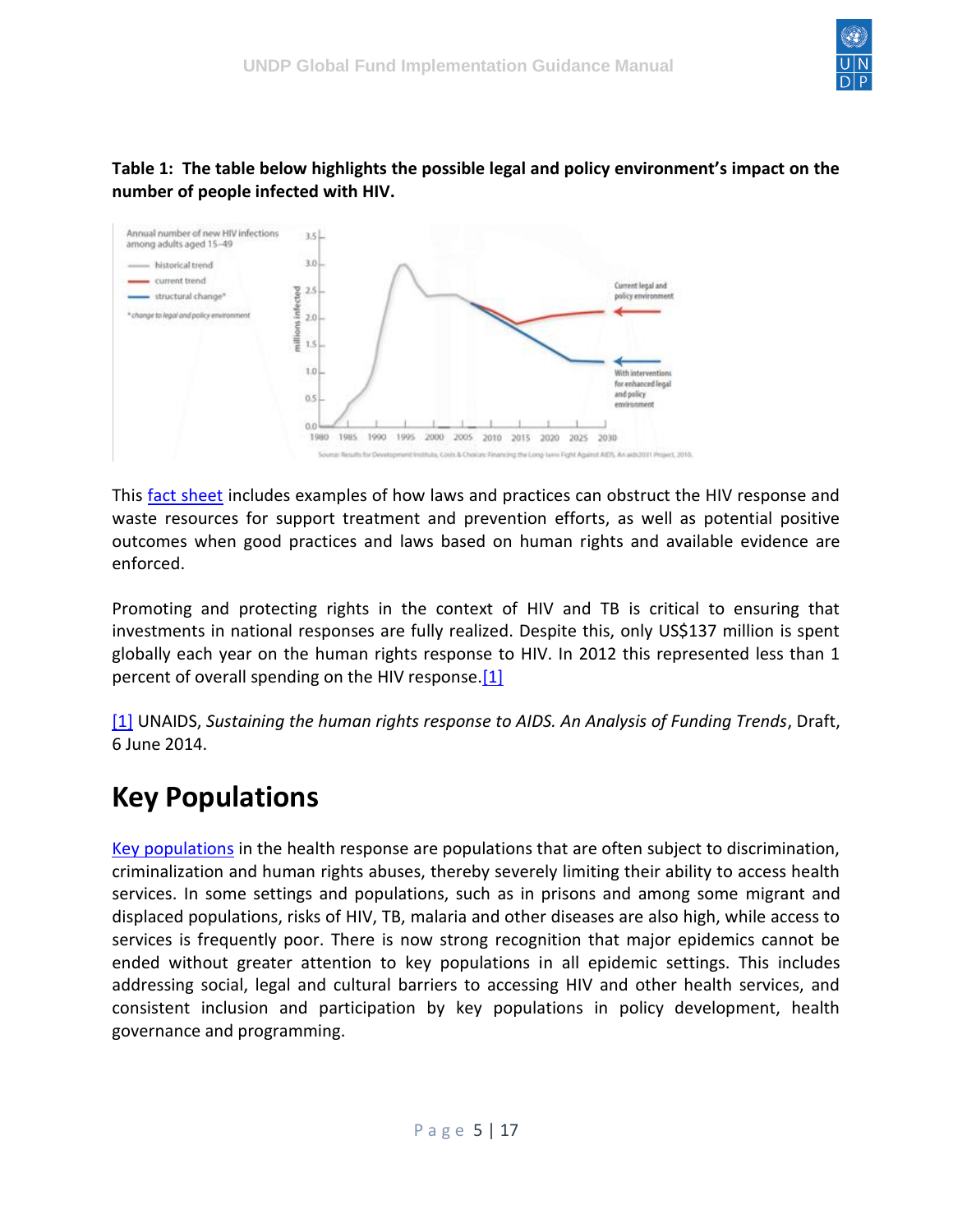**Table 1: The table below highlights the possible legal and policy environment's impact on the number of people infected with HIV.**

This [fact sheet](#) includes examples of how laws and practices can obstruct the HIV response and waste resources for support treatment and prevention efforts, as well as potential positive outcomes when good practices and laws based on human rights and available evidence are enforced.

Promoting and protecting rights in the context of HIV and TB is critical to ensuring that investments in national responses are fully realized. Despite this, only US$137 million is spent globally each year on the human rights response to HIV. In 2012 this represented less than 1 percent of overall spending on the HIV response.[1]

[1] UNAIDS, *Sustaining the human rights response to AIDS. An Analysis of Funding Trends*, Draft, 6 June 2014.

# Key Populations

[Key populations](#) in the health response are populations that are often subject to discrimination, criminalization and human rights abuses, thereby severely limiting their ability to access health services. In some settings and populations, such as in prisons and among some migrant and displaced populations, risks of HIV, TB, malaria and other diseases are also high, while access to services is frequently poor. There is now strong recognition that major epidemics cannot be ended without greater attention to key populations in all epidemic settings. This includes addressing social, legal and cultural barriers to accessing HIV and other health services, and consistent inclusion and participation by key populations in policy development, health governance and programming.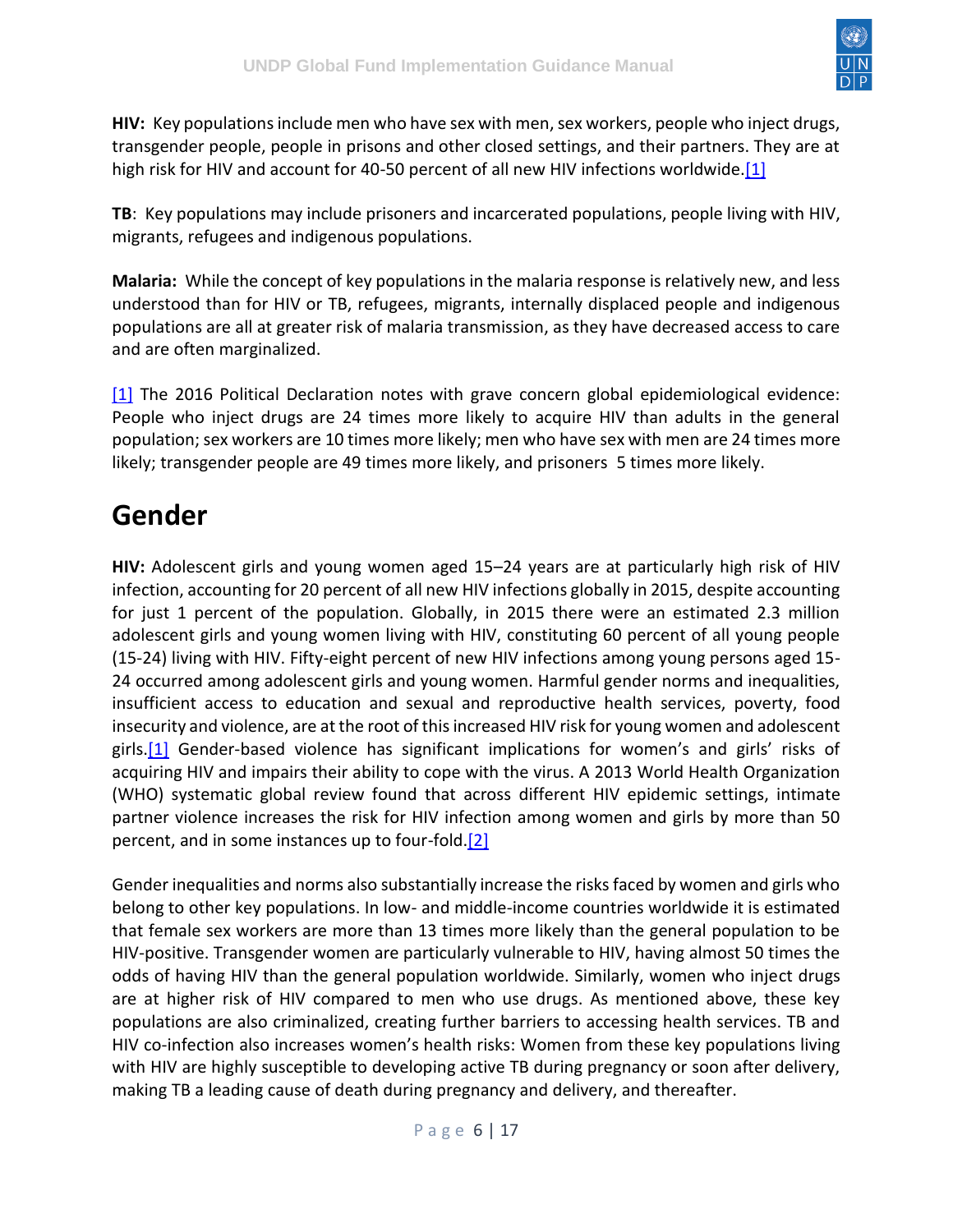**HIV:** Key populations include men who have sex with men, sex workers, people who inject drugs, transgender people, people in prisons and other closed settings, and their partners. They are at high risk for HIV and account for 40-50 percent of all new HIV infections worldwide.[1]

**TB**: Key populations may include prisoners and incarcerated populations, people living with HIV, migrants, refugees and indigenous populations.

**Malaria:** While the concept of key populations in the malaria response is relatively new, and less understood than for HIV or TB, refugees, migrants, internally displaced people and indigenous populations are all at greater risk of malaria transmission, as they have decreased access to care and are often marginalized.

[1] The 2016 Political Declaration notes with grave concern global epidemiological evidence: People who inject drugs are 24 times more likely to acquire HIV than adults in the general population; sex workers are 10 times more likely; men who have sex with men are 24 times more likely; transgender people are 49 times more likely, and prisoners 5 times more likely.

# Gender

**HIV:** Adolescent girls and young women aged 15–24 years are at particularly high risk of HIV infection, accounting for 20 percent of all new HIV infections globally in 2015, despite accounting for just 1 percent of the population. Globally, in 2015 there were an estimated 2.3 million adolescent girls and young women living with HIV, constituting 60 percent of all young people (15-24) living with HIV. Fifty-eight percent of new HIV infections among young persons aged 15-24 occurred among adolescent girls and young women. Harmful gender norms and inequalities, insufficient access to education and sexual and reproductive health services, poverty, food insecurity and violence, are at the root of this increased HIV risk for young women and adolescent girls.[1] Gender-based violence has significant implications for women's and girls' risks of acquiring HIV and impairs their ability to cope with the virus. A 2013 World Health Organization (WHO) systematic global review found that across different HIV epidemic settings, intimate partner violence increases the risk for HIV infection among women and girls by more than 50 percent, and in some instances up to four-fold.[2]

Gender inequalities and norms also substantially increase the risks faced by women and girls who belong to other key populations. In low- and middle-income countries worldwide it is estimated that female sex workers are more than 13 times more likely than the general population to be HIV-positive. Transgender women are particularly vulnerable to HIV, having almost 50 times the odds of having HIV than the general population worldwide. Similarly, women who inject drugs are at higher risk of HIV compared to men who use drugs. As mentioned above, these key populations are also criminalized, creating further barriers to accessing health services. TB and HIV co-infection also increases women's health risks: Women from these key populations living with HIV are highly susceptible to developing active TB during pregnancy or soon after delivery, making TB a leading cause of death during pregnancy and delivery, and thereafter.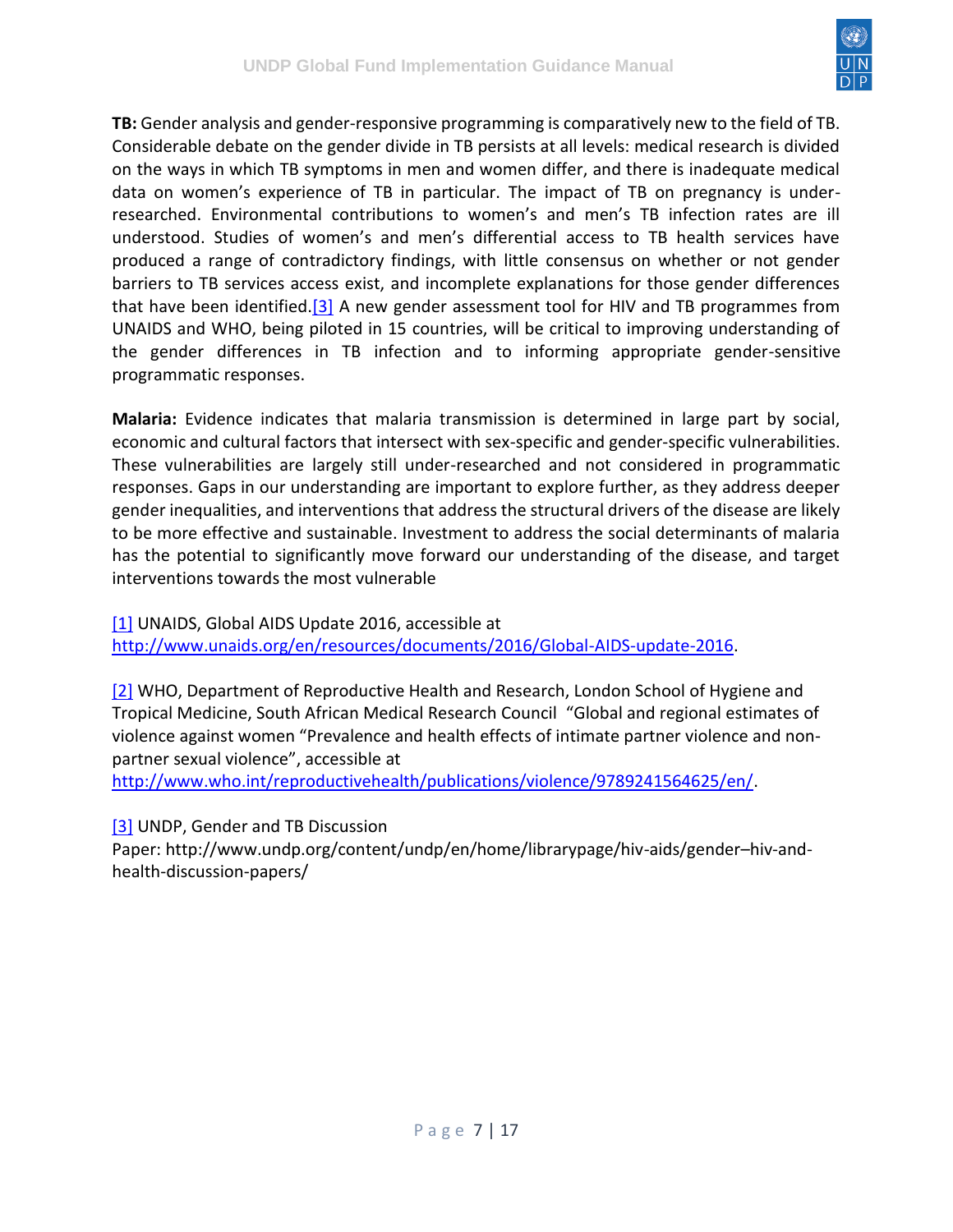**TB:** Gender analysis and gender-responsive programming is comparatively new to the field of TB. Considerable debate on the gender divide in TB persists at all levels: medical research is divided on the ways in which TB symptoms in men and women differ, and there is inadequate medical data on women's experience of TB in particular. The impact of TB on pregnancy is under-researched. Environmental contributions to women's and men's TB infection rates are ill understood. Studies of women's and men's differential access to TB health services have produced a range of contradictory findings, with little consensus on whether or not gender barriers to TB services access exist, and incomplete explanations for those gender differences that have been identified.[3] A new gender assessment tool for HIV and TB programmes from UNAIDS and WHO, being piloted in 15 countries, will be critical to improving understanding of the gender differences in TB infection and to informing appropriate gender-sensitive programmatic responses.

**Malaria:** Evidence indicates that malaria transmission is determined in large part by social, economic and cultural factors that intersect with sex-specific and gender-specific vulnerabilities. These vulnerabilities are largely still under-researched and not considered in programmatic responses. Gaps in our understanding are important to explore further, as they address deeper gender inequalities, and interventions that address the structural drivers of the disease are likely to be more effective and sustainable. Investment to address the social determinants of malaria has the potential to significantly move forward our understanding of the disease, and target interventions towards the most vulnerable

[1] UNAIDS, Global AIDS Update 2016, accessible at http://www.unaids.org/en/resources/documents/2016/Global-AIDS-update-2016.

[2] WHO, Department of Reproductive Health and Research, London School of Hygiene and Tropical Medicine, South African Medical Research Council "Global and regional estimates of violence against women "Prevalence and health effects of intimate partner violence and non-partner sexual violence", accessible at http://www.who.int/reproductivehealth/publications/violence/9789241564625/en/.

[3] UNDP, Gender and TB Discussion Paper: http://www.undp.org/content/undp/en/home/librarypage/hiv-aids/gender–hiv-and-health-discussion-papers/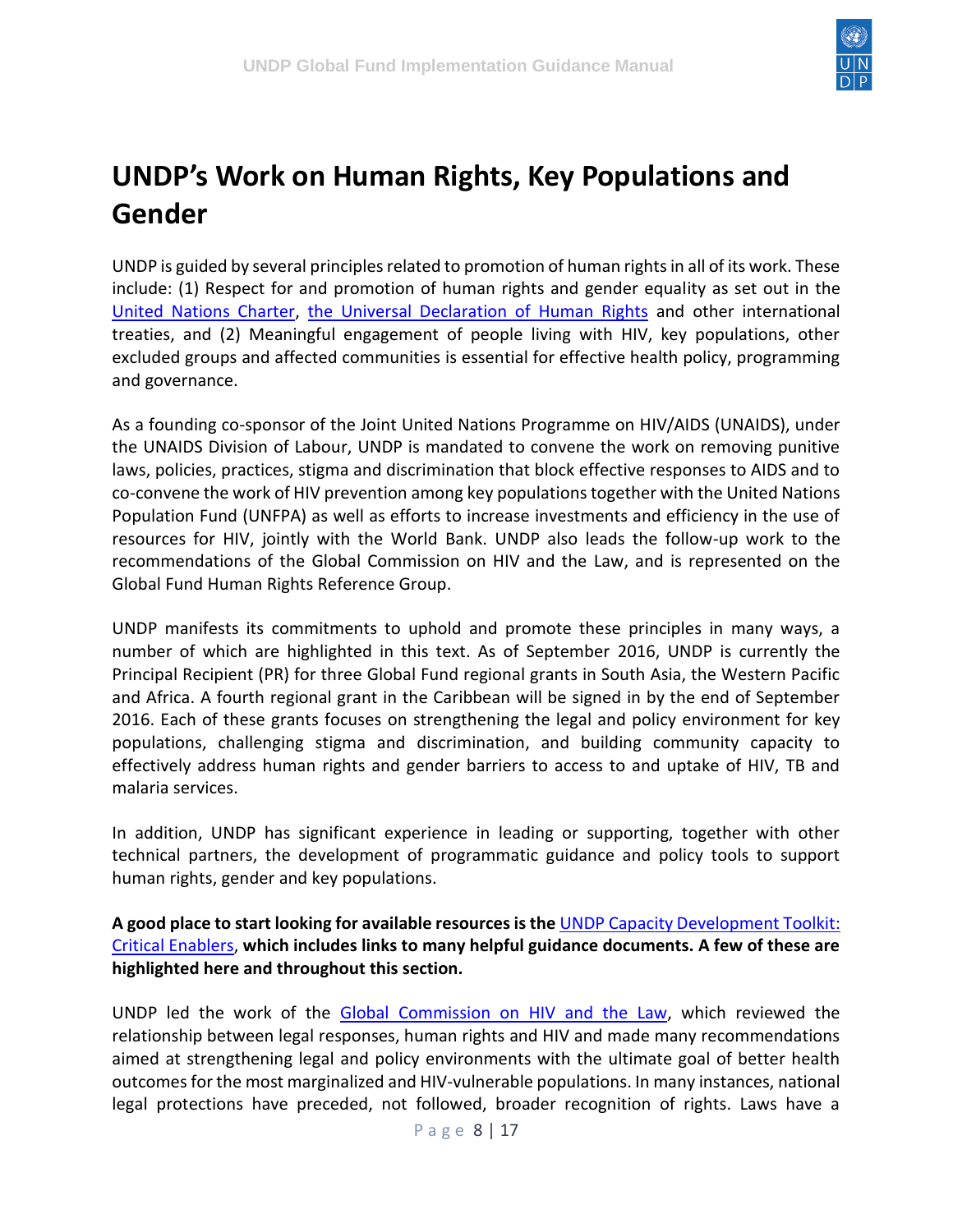# UNDP's Work on Human Rights, Key Populations and Gender

UNDP is guided by several principles related to promotion of human rights in all of its work. These include: (1) Respect for and promotion of human rights and gender equality as set out in the United Nations Charter, the Universal Declaration of Human Rights and other international treaties, and (2) Meaningful engagement of people living with HIV, key populations, other excluded groups and affected communities is essential for effective health policy, programming and governance.

As a founding co-sponsor of the Joint United Nations Programme on HIV/AIDS (UNAIDS), under the UNAIDS Division of Labour, UNDP is mandated to convene the work on removing punitive laws, policies, practices, stigma and discrimination that block effective responses to AIDS and to co-convene the work of HIV prevention among key populations together with the United Nations Population Fund (UNFPA) as well as efforts to increase investments and efficiency in the use of resources for HIV, jointly with the World Bank. UNDP also leads the follow-up work to the recommendations of the Global Commission on HIV and the Law, and is represented on the Global Fund Human Rights Reference Group.

UNDP manifests its commitments to uphold and promote these principles in many ways, a number of which are highlighted in this text. As of September 2016, UNDP is currently the Principal Recipient (PR) for three Global Fund regional grants in South Asia, the Western Pacific and Africa. A fourth regional grant in the Caribbean will be signed in by the end of September 2016. Each of these grants focuses on strengthening the legal and policy environment for key populations, challenging stigma and discrimination, and building community capacity to effectively address human rights and gender barriers to access to and uptake of HIV, TB and malaria services.

In addition, UNDP has significant experience in leading or supporting, together with other technical partners, the development of programmatic guidance and policy tools to support human rights, gender and key populations.

**A good place to start looking for available resources is the** UNDP Capacity Development Toolkit: Critical Enablers, **which includes links to many helpful guidance documents. A few of these are highlighted here and throughout this section.**

UNDP led the work of the Global Commission on HIV and the Law, which reviewed the relationship between legal responses, human rights and HIV and made many recommendations aimed at strengthening legal and policy environments with the ultimate goal of better health outcomes for the most marginalized and HIV-vulnerable populations. In many instances, national legal protections have preceded, not followed, broader recognition of rights. Laws have a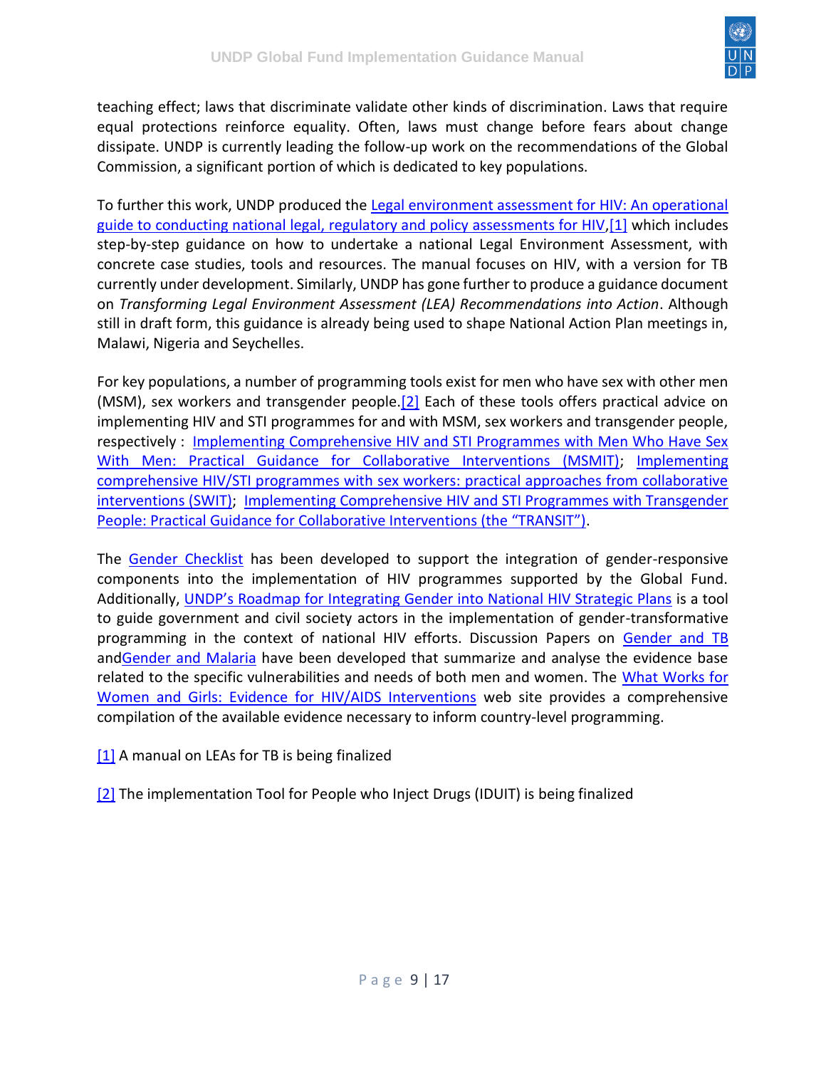teaching effect; laws that discriminate validate other kinds of discrimination. Laws that require equal protections reinforce equality. Often, laws must change before fears about change dissipate. UNDP is currently leading the follow-up work on the recommendations of the Global Commission, a significant portion of which is dedicated to key populations.

To further this work, UNDP produced the Legal environment assessment for HIV: An operational guide to conducting national legal, regulatory and policy assessments for HIV,[1] which includes step-by-step guidance on how to undertake a national Legal Environment Assessment, with concrete case studies, tools and resources. The manual focuses on HIV, with a version for TB currently under development. Similarly, UNDP has gone further to produce a guidance document on *Transforming Legal Environment Assessment (LEA) Recommendations into Action*. Although still in draft form, this guidance is already being used to shape National Action Plan meetings in, Malawi, Nigeria and Seychelles.

For key populations, a number of programming tools exist for men who have sex with other men (MSM), sex workers and transgender people.[2] Each of these tools offers practical advice on implementing HIV and STI programmes for and with MSM, sex workers and transgender people, respectively : Implementing Comprehensive HIV and STI Programmes with Men Who Have Sex With Men: Practical Guidance for Collaborative Interventions (MSMIT); Implementing comprehensive HIV/STI programmes with sex workers: practical approaches from collaborative interventions (SWIT); Implementing Comprehensive HIV and STI Programmes with Transgender People: Practical Guidance for Collaborative Interventions (the "TRANSIT").

The Gender Checklist has been developed to support the integration of gender-responsive components into the implementation of HIV programmes supported by the Global Fund. Additionally, UNDP's Roadmap for Integrating Gender into National HIV Strategic Plans is a tool to guide government and civil society actors in the implementation of gender-transformative programming in the context of national HIV efforts. Discussion Papers on Gender and TB andGender and Malaria have been developed that summarize and analyse the evidence base related to the specific vulnerabilities and needs of both men and women. The What Works for Women and Girls: Evidence for HIV/AIDS Interventions web site provides a comprehensive compilation of the available evidence necessary to inform country-level programming.

[1] A manual on LEAs for TB is being finalized

[2] The implementation Tool for People who Inject Drugs (IDUIT) is being finalized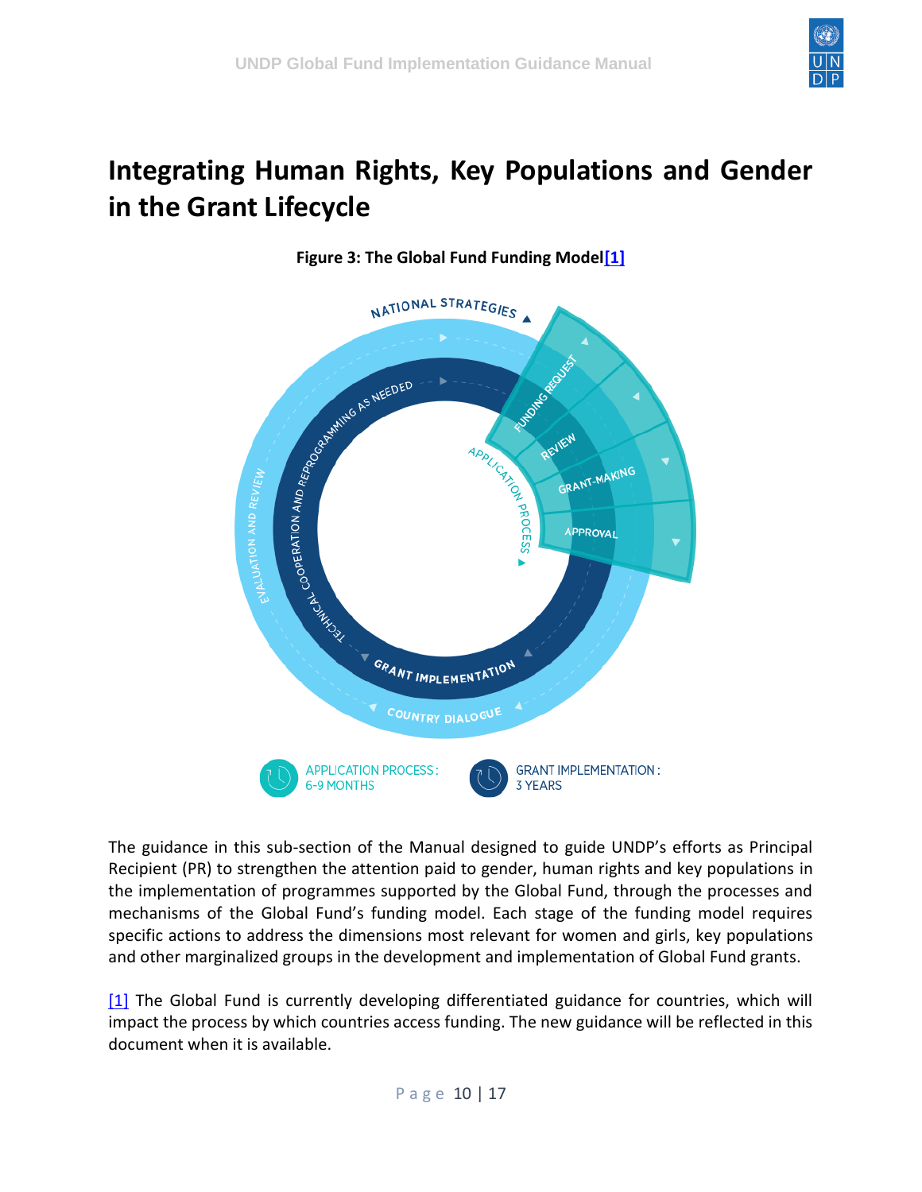# Integrating Human Rights, Key Populations and Gender in the Grant Lifecycle

**Figure 3: The Global Fund Funding Model[1]**

The guidance in this sub-section of the Manual designed to guide UNDP's efforts as Principal Recipient (PR) to strengthen the attention paid to gender, human rights and key populations in the implementation of programmes supported by the Global Fund, through the processes and mechanisms of the Global Fund's funding model. Each stage of the funding model requires specific actions to address the dimensions most relevant for women and girls, key populations and other marginalized groups in the development and implementation of Global Fund grants.

[1] The Global Fund is currently developing differentiated guidance for countries, which will impact the process by which countries access funding. The new guidance will be reflected in this document when it is available.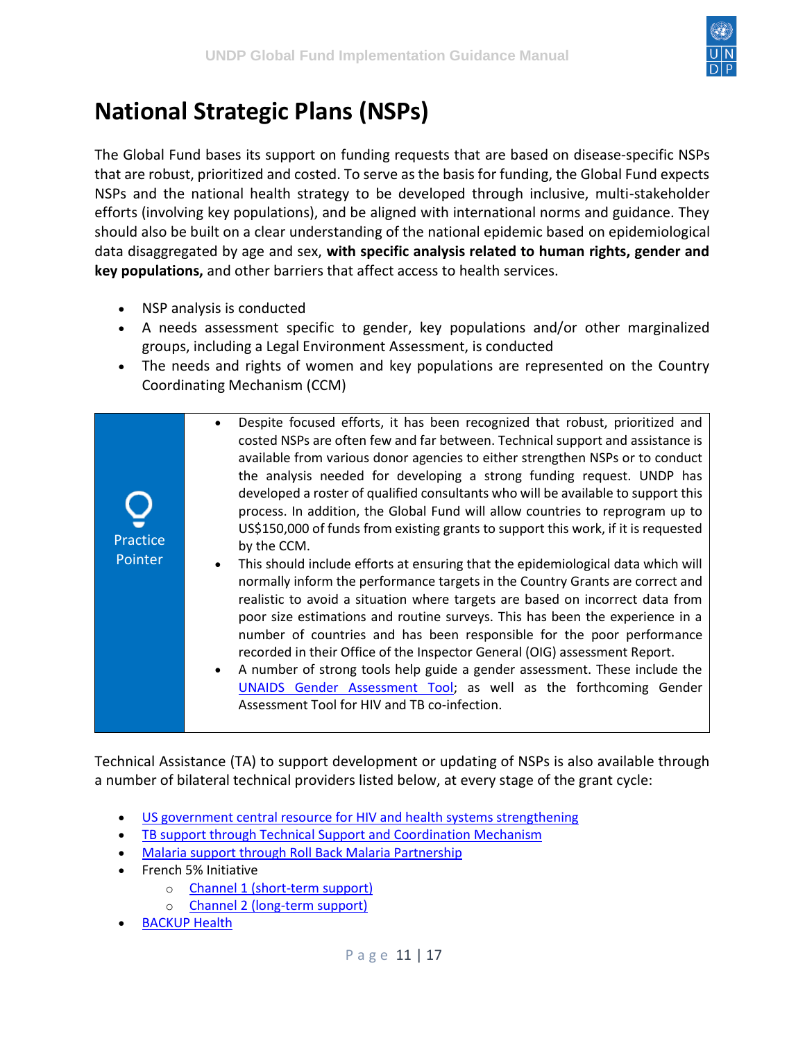# National Strategic Plans (NSPs)

The Global Fund bases its support on funding requests that are based on disease-specific NSPs that are robust, prioritized and costed. To serve as the basis for funding, the Global Fund expects NSPs and the national health strategy to be developed through inclusive, multi-stakeholder efforts (involving key populations), and be aligned with international norms and guidance. They should also be built on a clear understanding of the national epidemic based on epidemiological data disaggregated by age and sex, **with specific analysis related to human rights, gender and key populations,** and other barriers that affect access to health services.

- NSP analysis is conducted
- A needs assessment specific to gender, key populations and/or other marginalized groups, including a Legal Environment Assessment, is conducted
- The needs and rights of women and key populations are represented on the Country Coordinating Mechanism (CCM)

| Practice Pointer | |
|---|---|
| | • Despite focused efforts, it has been recognized that robust, prioritized and costed NSPs are often few and far between. Technical support and assistance is available from various donor agencies to either strengthen NSPs or to conduct the analysis needed for developing a strong funding request. UNDP has developed a roster of qualified consultants who will be available to support this process. In addition, the Global Fund will allow countries to reprogram up to US$150,000 of funds from existing grants to support this work, if it is requested by the CCM.<br>• This should include efforts at ensuring that the epidemiological data which will normally inform the performance targets in the Country Grants are correct and realistic to avoid a situation where targets are based on incorrect data from poor size estimations and routine surveys. This has been the experience in a number of countries and has been responsible for the poor performance recorded in their Office of the Inspector General (OIG) assessment Report.<br>• A number of strong tools help guide a gender assessment. These include the UNAIDS Gender Assessment Tool; as well as the forthcoming Gender Assessment Tool for HIV and TB co-infection. |

Technical Assistance (TA) to support development or updating of NSPs is also available through a number of bilateral technical providers listed below, at every stage of the grant cycle:

- US government central resource for HIV and health systems strengthening
- TB support through Technical Support and Coordination Mechanism
- Malaria support through Roll Back Malaria Partnership
- French 5% Initiative
  - Channel 1 (short-term support)
  - Channel 2 (long-term support)
- BACKUP Health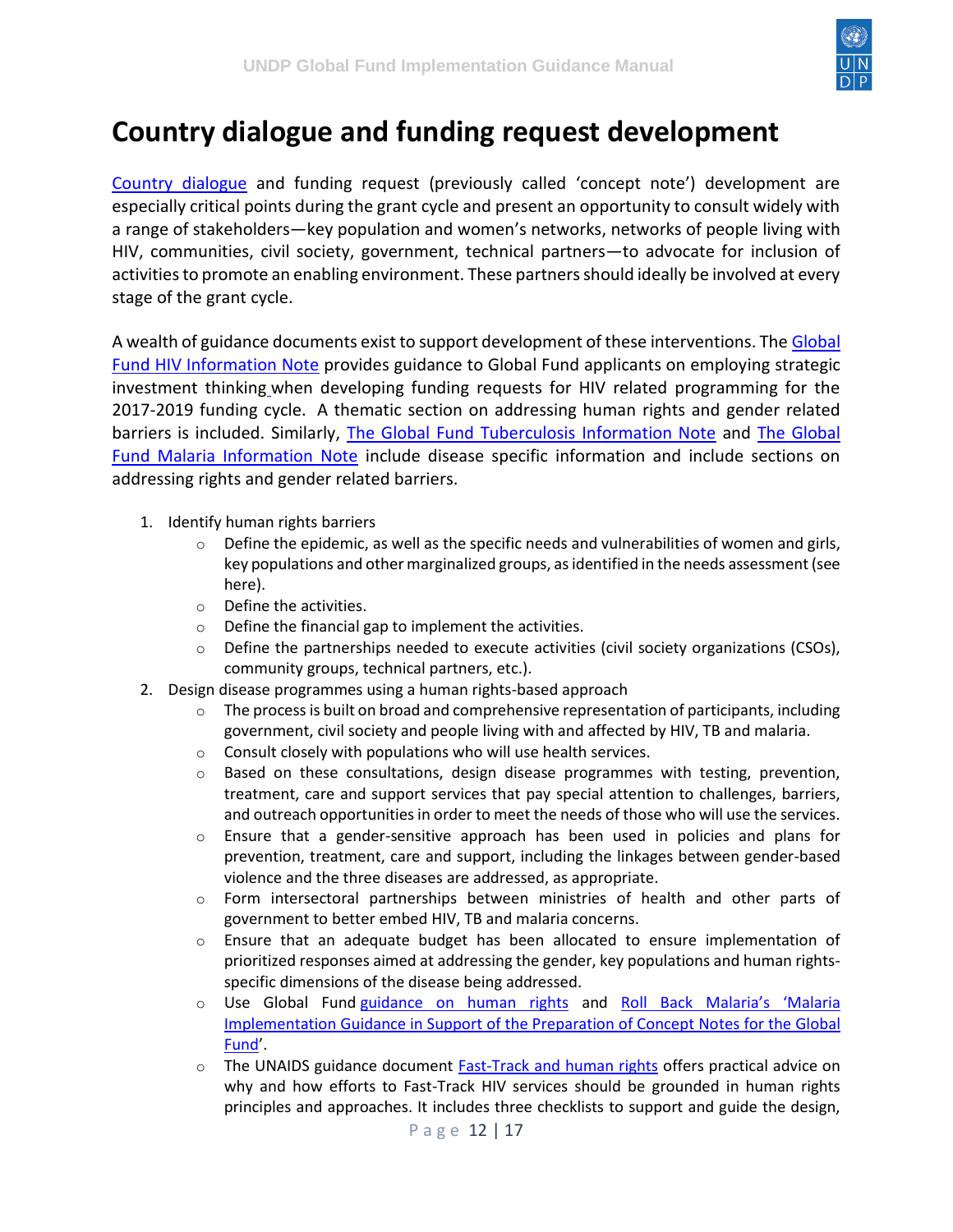# Country dialogue and funding request development

Country dialogue and funding request (previously called 'concept note') development are especially critical points during the grant cycle and present an opportunity to consult widely with a range of stakeholders—key population and women's networks, networks of people living with HIV, communities, civil society, government, technical partners—to advocate for inclusion of activities to promote an enabling environment. These partners should ideally be involved at every stage of the grant cycle.

A wealth of guidance documents exist to support development of these interventions. The Global Fund HIV Information Note provides guidance to Global Fund applicants on employing strategic investment thinking when developing funding requests for HIV related programming for the 2017-2019 funding cycle. A thematic section on addressing human rights and gender related barriers is included. Similarly, The Global Fund Tuberculosis Information Note and The Global Fund Malaria Information Note include disease specific information and include sections on addressing rights and gender related barriers.

1. Identify human rights barriers
   - Define the epidemic, as well as the specific needs and vulnerabilities of women and girls, key populations and other marginalized groups, as identified in the needs assessment (see here).
   - Define the activities.
   - Define the financial gap to implement the activities.
   - Define the partnerships needed to execute activities (civil society organizations (CSOs), community groups, technical partners, etc.).
2. Design disease programmes using a human rights-based approach
   - The process is built on broad and comprehensive representation of participants, including government, civil society and people living with and affected by HIV, TB and malaria.
   - Consult closely with populations who will use health services.
   - Based on these consultations, design disease programmes with testing, prevention, treatment, care and support services that pay special attention to challenges, barriers, and outreach opportunities in order to meet the needs of those who will use the services.
   - Ensure that a gender-sensitive approach has been used in policies and plans for prevention, treatment, care and support, including the linkages between gender-based violence and the three diseases are addressed, as appropriate.
   - Form intersectoral partnerships between ministries of health and other parts of government to better embed HIV, TB and malaria concerns.
   - Ensure that an adequate budget has been allocated to ensure implementation of prioritized responses aimed at addressing the gender, key populations and human rights-specific dimensions of the disease being addressed.
   - Use Global Fund guidance on human rights and Roll Back Malaria's 'Malaria Implementation Guidance in Support of the Preparation of Concept Notes for the Global Fund'.
   - The UNAIDS guidance document Fast-Track and human rights offers practical advice on why and how efforts to Fast-Track HIV services should be grounded in human rights principles and approaches. It includes three checklists to support and guide the design,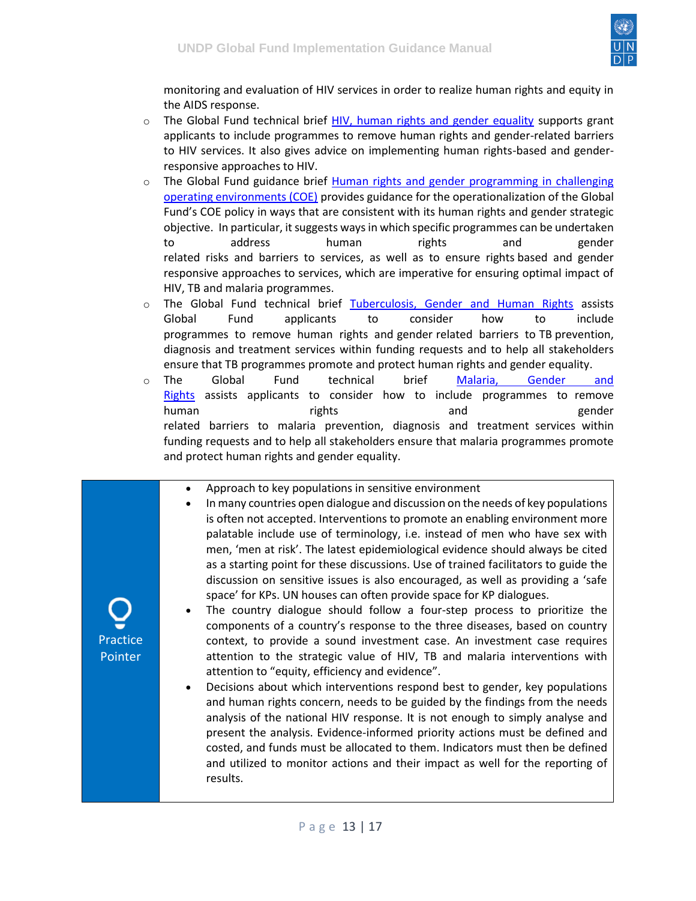monitoring and evaluation of HIV services in order to realize human rights and equity in the AIDS response.

- The Global Fund technical brief HIV, human rights and gender equality supports grant applicants to include programmes to remove human rights and gender-related barriers to HIV services. It also gives advice on implementing human rights-based and gender-responsive approaches to HIV.
- The Global Fund guidance brief Human rights and gender programming in challenging operating environments (COE) provides guidance for the operationalization of the Global Fund's COE policy in ways that are consistent with its human rights and gender strategic objective. In particular, it suggests ways in which specific programmes can be undertaken to address human rights and gender related risks and barriers to services, as well as to ensure rights based and gender responsive approaches to services, which are imperative for ensuring optimal impact of HIV, TB and malaria programmes.
- The Global Fund technical brief Tuberculosis, Gender and Human Rights assists Global Fund applicants to consider how to include programmes to remove human rights and gender related barriers to TB prevention, diagnosis and treatment services within funding requests and to help all stakeholders ensure that TB programmes promote and protect human rights and gender equality.
- The Global Fund technical brief Malaria, Gender and Rights assists applicants to consider how to include programmes to remove human rights and gender related barriers to malaria prevention, diagnosis and treatment services within funding requests and to help all stakeholders ensure that malaria programmes promote and protect human rights and gender equality.

**Practice Pointer**

- Approach to key populations in sensitive environment
- In many countries open dialogue and discussion on the needs of key populations is often not accepted. Interventions to promote an enabling environment more palatable include use of terminology, i.e. instead of men who have sex with men, 'men at risk'. The latest epidemiological evidence should always be cited as a starting point for these discussions. Use of trained facilitators to guide the discussion on sensitive issues is also encouraged, as well as providing a 'safe space' for KPs. UN houses can often provide space for KP dialogues.
- The country dialogue should follow a four-step process to prioritize the components of a country's response to the three diseases, based on country context, to provide a sound investment case. An investment case requires attention to the strategic value of HIV, TB and malaria interventions with attention to "equity, efficiency and evidence".
- Decisions about which interventions respond best to gender, key populations and human rights concern, needs to be guided by the findings from the needs analysis of the national HIV response. It is not enough to simply analyse and present the analysis. Evidence-informed priority actions must be defined and costed, and funds must be allocated to them. Indicators must then be defined and utilized to monitor actions and their impact as well for the reporting of results.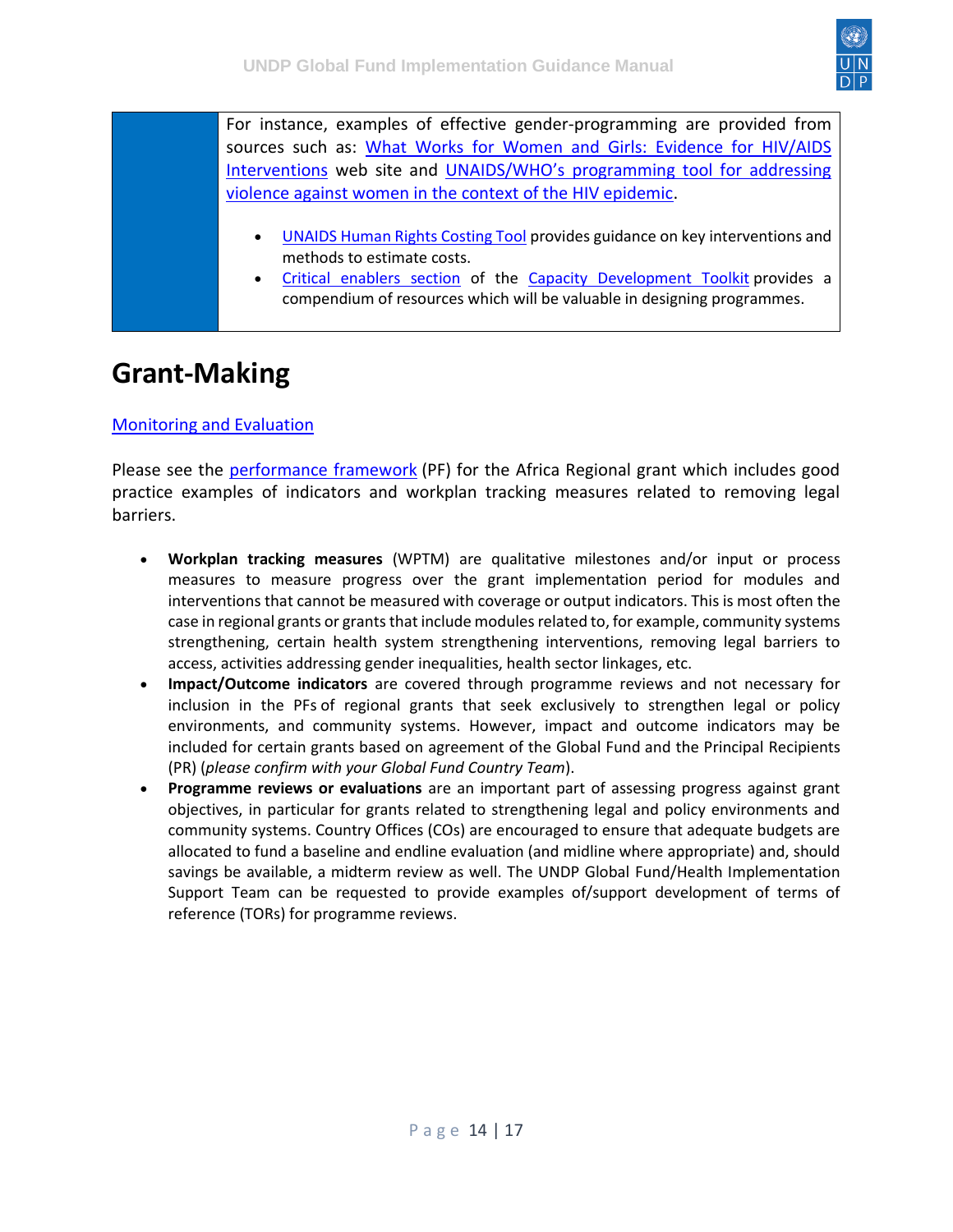For instance, examples of effective gender-programming are provided from sources such as: What Works for Women and Girls: Evidence for HIV/AIDS Interventions web site and UNAIDS/WHO's programming tool for addressing violence against women in the context of the HIV epidemic.

- UNAIDS Human Rights Costing Tool provides guidance on key interventions and methods to estimate costs.
- Critical enablers section of the Capacity Development Toolkit provides a compendium of resources which will be valuable in designing programmes.

# Grant-Making

Monitoring and Evaluation

Please see the performance framework (PF) for the Africa Regional grant which includes good practice examples of indicators and workplan tracking measures related to removing legal barriers.

- **Workplan tracking measures** (WPTM) are qualitative milestones and/or input or process measures to measure progress over the grant implementation period for modules and interventions that cannot be measured with coverage or output indicators. This is most often the case in regional grants or grants that include modules related to, for example, community systems strengthening, certain health system strengthening interventions, removing legal barriers to access, activities addressing gender inequalities, health sector linkages, etc.
- **Impact/Outcome indicators** are covered through programme reviews and not necessary for inclusion in the PFs of regional grants that seek exclusively to strengthen legal or policy environments, and community systems. However, impact and outcome indicators may be included for certain grants based on agreement of the Global Fund and the Principal Recipients (PR) (*please confirm with your Global Fund Country Team*).
- **Programme reviews or evaluations** are an important part of assessing progress against grant objectives, in particular for grants related to strengthening legal and policy environments and community systems. Country Offices (COs) are encouraged to ensure that adequate budgets are allocated to fund a baseline and endline evaluation (and midline where appropriate) and, should savings be available, a midterm review as well. The UNDP Global Fund/Health Implementation Support Team can be requested to provide examples of/support development of terms of reference (TORs) for programme reviews.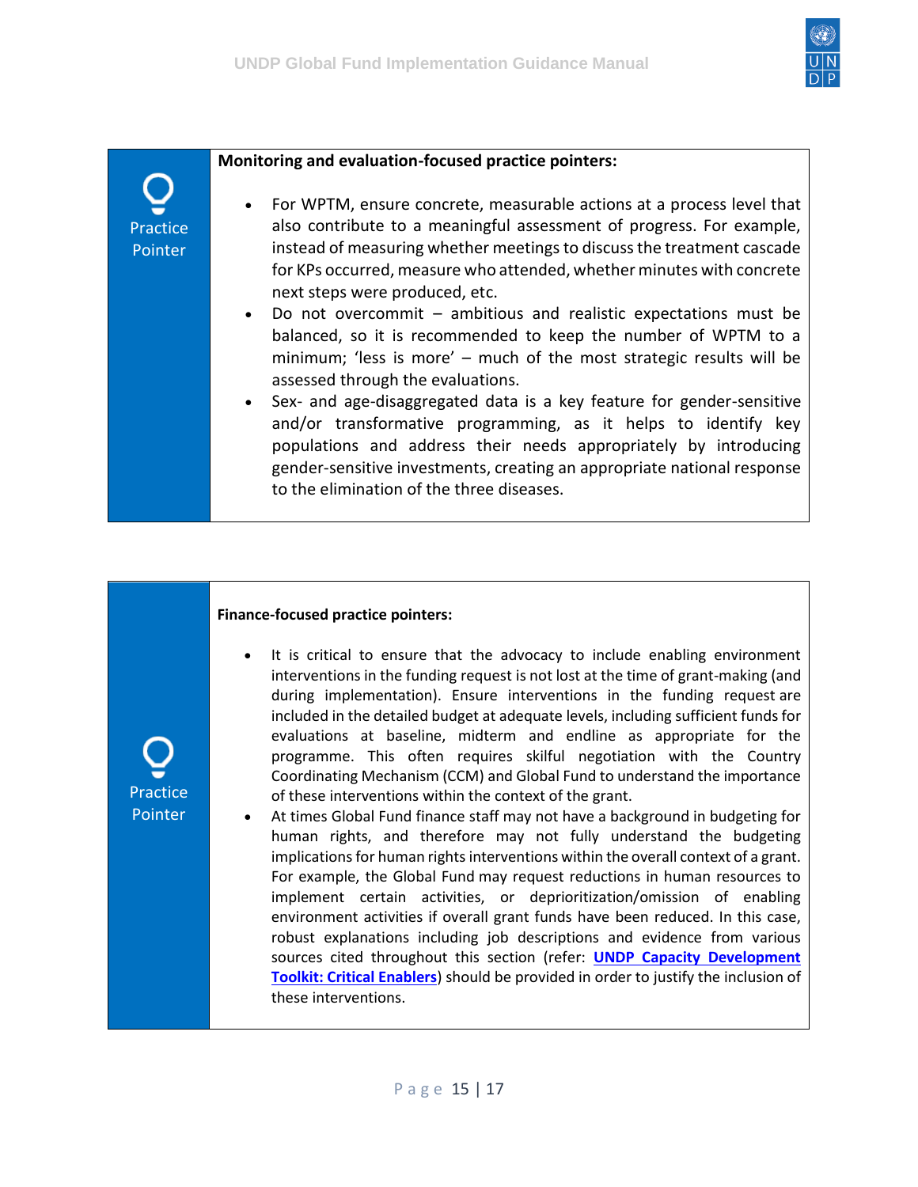**Practice Pointer**

**Monitoring and evaluation-focused practice pointers:**

- For WPTM, ensure concrete, measurable actions at a process level that also contribute to a meaningful assessment of progress. For example, instead of measuring whether meetings to discuss the treatment cascade for KPs occurred, measure who attended, whether minutes with concrete next steps were produced, etc.
- Do not overcommit – ambitious and realistic expectations must be balanced, so it is recommended to keep the number of WPTM to a minimum; 'less is more' – much of the most strategic results will be assessed through the evaluations.
- Sex- and age-disaggregated data is a key feature for gender-sensitive and/or transformative programming, as it helps to identify key populations and address their needs appropriately by introducing gender-sensitive investments, creating an appropriate national response to the elimination of the three diseases.

**Practice Pointer**

**Finance-focused practice pointers:**

- It is critical to ensure that the advocacy to include enabling environment interventions in the funding request is not lost at the time of grant-making (and during implementation). Ensure interventions in the funding request are included in the detailed budget at adequate levels, including sufficient funds for evaluations at baseline, midterm and endline as appropriate for the programme. This often requires skilful negotiation with the Country Coordinating Mechanism (CCM) and Global Fund to understand the importance of these interventions within the context of the grant.
- At times Global Fund finance staff may not have a background in budgeting for human rights, and therefore may not fully understand the budgeting implications for human rights interventions within the overall context of a grant. For example, the Global Fund may request reductions in human resources to implement certain activities, or deprioritization/omission of enabling environment activities if overall grant funds have been reduced. In this case, robust explanations including job descriptions and evidence from various sources cited throughout this section (refer: **UNDP Capacity Development Toolkit: Critical Enablers**) should be provided in order to justify the inclusion of these interventions.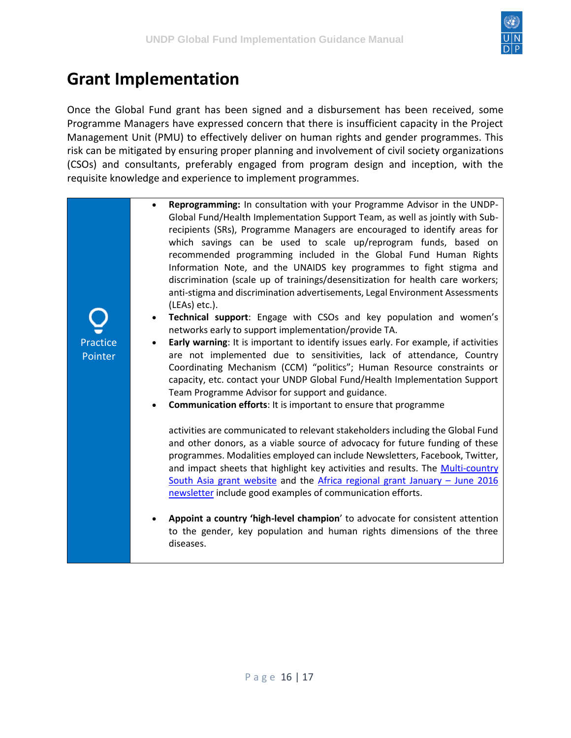# Grant Implementation

Once the Global Fund grant has been signed and a disbursement has been received, some Programme Managers have expressed concern that there is insufficient capacity in the Project Management Unit (PMU) to effectively deliver on human rights and gender programmes. This risk can be mitigated by ensuring proper planning and involvement of civil society organizations (CSOs) and consultants, preferably engaged from program design and inception, with the requisite knowledge and experience to implement programmes.

**Practice Pointer**

- **Reprogramming:** In consultation with your Programme Advisor in the UNDP-Global Fund/Health Implementation Support Team, as well as jointly with Sub-recipients (SRs), Programme Managers are encouraged to identify areas for which savings can be used to scale up/reprogram funds, based on recommended programming included in the Global Fund Human Rights Information Note, and the UNAIDS key programmes to fight stigma and discrimination (scale up of trainings/desensitization for health care workers; anti-stigma and discrimination advertisements, Legal Environment Assessments (LEAs) etc.).
- **Technical support**: Engage with CSOs and key population and women's networks early to support implementation/provide TA.
- **Early warning**: It is important to identify issues early. For example, if activities are not implemented due to sensitivities, lack of attendance, Country Coordinating Mechanism (CCM) "politics"; Human Resource constraints or capacity, etc. contact your UNDP Global Fund/Health Implementation Support Team Programme Advisor for support and guidance.
- **Communication efforts**: It is important to ensure that programme activities are communicated to relevant stakeholders including the Global Fund and other donors, as a viable source of advocacy for future funding of these programmes. Modalities employed can include Newsletters, Facebook, Twitter, and impact sheets that highlight key activities and results. The Multi-country South Asia grant website and the Africa regional grant January – June 2016 newsletter include good examples of communication efforts.
- **Appoint a country 'high-level champion'** to advocate for consistent attention to the gender, key population and human rights dimensions of the three diseases.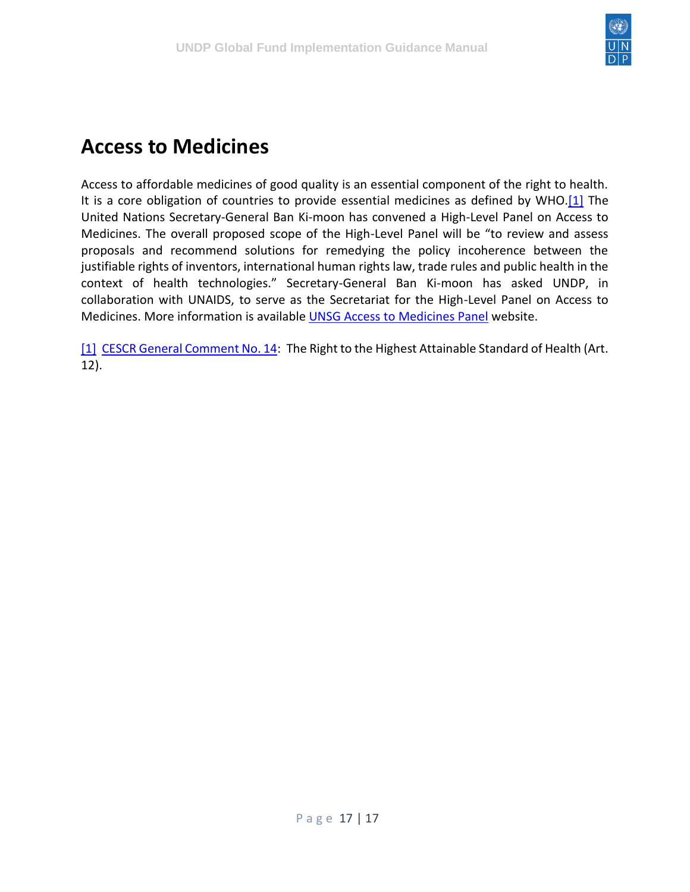# Access to Medicines

Access to affordable medicines of good quality is an essential component of the right to health. It is a core obligation of countries to provide essential medicines as defined by WHO.[1] The United Nations Secretary-General Ban Ki-moon has convened a High-Level Panel on Access to Medicines. The overall proposed scope of the High-Level Panel will be "to review and assess proposals and recommend solutions for remedying the policy incoherence between the justifiable rights of inventors, international human rights law, trade rules and public health in the context of health technologies." Secretary-General Ban Ki-moon has asked UNDP, in collaboration with UNAIDS, to serve as the Secretariat for the High-Level Panel on Access to Medicines. More information is available UNSG Access to Medicines Panel website.

[1] CESCR General Comment No. 14: The Right to the Highest Attainable Standard of Health (Art. 12).